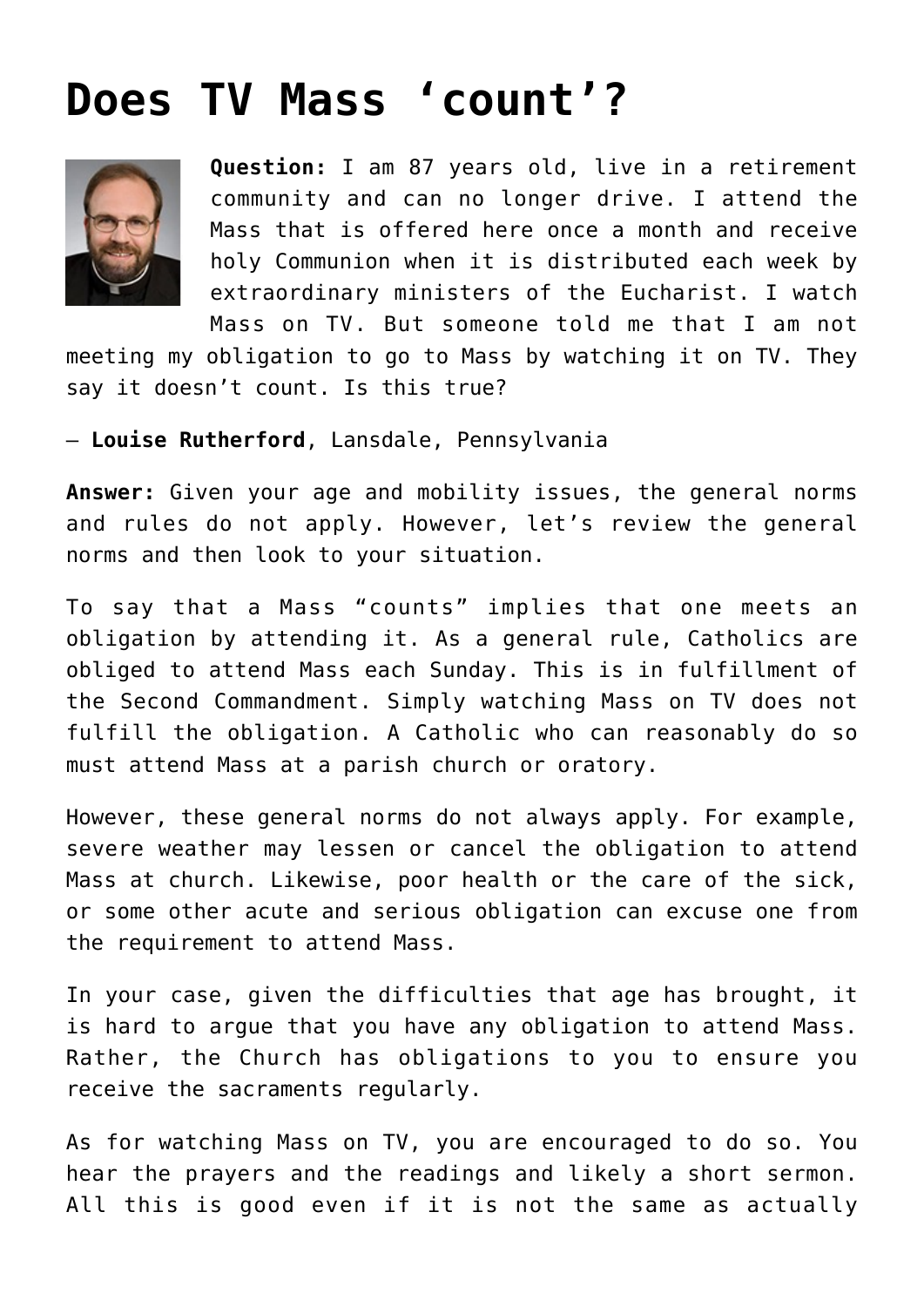# Does TV Mass 'count'?

**Question:** I am 87 years old, live in a retirement community and can no longer drive. I attend the Mass that is offered here once a month and receive holy Communion when it is distributed each week by extraordinary ministers of the Eucharist. I watch Mass on TV. But someone told me that I am not meeting my obligation to go to Mass by watching it on TV. They say it doesn't count. Is this true?

— **Louise Rutherford**, Lansdale, Pennsylvania

**Answer:** Given your age and mobility issues, the general norms and rules do not apply. However, let's review the general norms and then look to your situation.

To say that a Mass "counts" implies that one meets an obligation by attending it. As a general rule, Catholics are obliged to attend Mass each Sunday. This is in fulfillment of the Second Commandment. Simply watching Mass on TV does not fulfill the obligation. A Catholic who can reasonably do so must attend Mass at a parish church or oratory.

However, these general norms do not always apply. For example, severe weather may lessen or cancel the obligation to attend Mass at church. Likewise, poor health or the care of the sick, or some other acute and serious obligation can excuse one from the requirement to attend Mass.

In your case, given the difficulties that age has brought, it is hard to argue that you have any obligation to attend Mass. Rather, the Church has obligations to you to ensure you receive the sacraments regularly.

As for watching Mass on TV, you are encouraged to do so. You hear the prayers and the readings and likely a short sermon. All this is good even if it is not the same as actually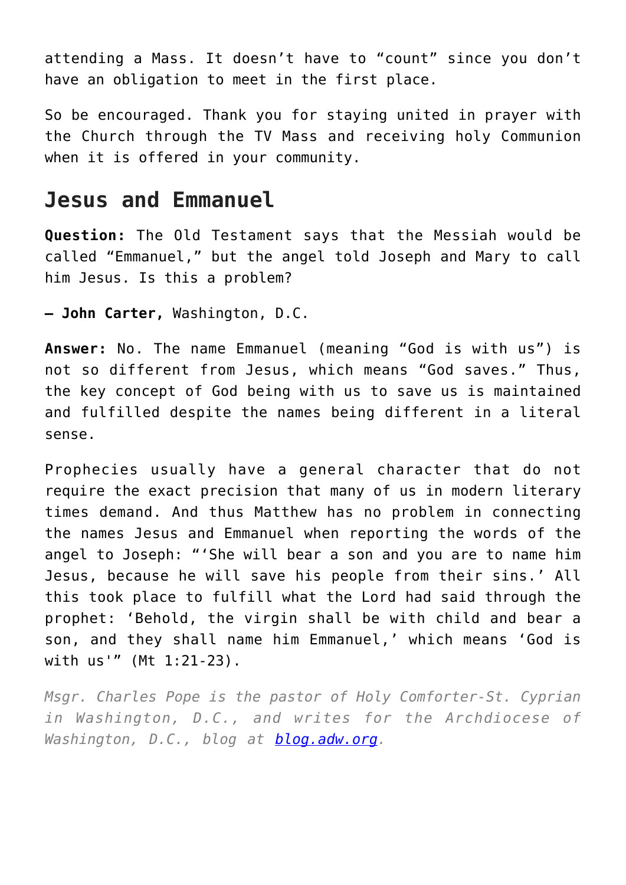attending a Mass. It doesn't have to "count" since you don't have an obligation to meet in the first place.

So be encouraged. Thank you for staying united in prayer with the Church through the TV Mass and receiving holy Communion when it is offered in your community.

## Jesus and Emmanuel

**Question:** The Old Testament says that the Messiah would be called "Emmanuel," but the angel told Joseph and Mary to call him Jesus. Is this a problem?

**— John Carter,** Washington, D.C.

**Answer:** No. The name Emmanuel (meaning "God is with us") is not so different from Jesus, which means "God saves." Thus, the key concept of God being with us to save us is maintained and fulfilled despite the names being different in a literal sense.

Prophecies usually have a general character that do not require the exact precision that many of us in modern literary times demand. And thus Matthew has no problem in connecting the names Jesus and Emmanuel when reporting the words of the angel to Joseph: "'She will bear a son and you are to name him Jesus, because he will save his people from their sins.' All this took place to fulfill what the Lord had said through the prophet: 'Behold, the virgin shall be with child and bear a son, and they shall name him Emmanuel,' which means 'God is with us'" (Mt 1:21-23).

*Msgr. Charles Pope is the pastor of Holy Comforter-St. Cyprian in Washington, D.C., and writes for the Archdiocese of Washington, D.C., blog at [blog.adw.org](http://blog.adw.org).*